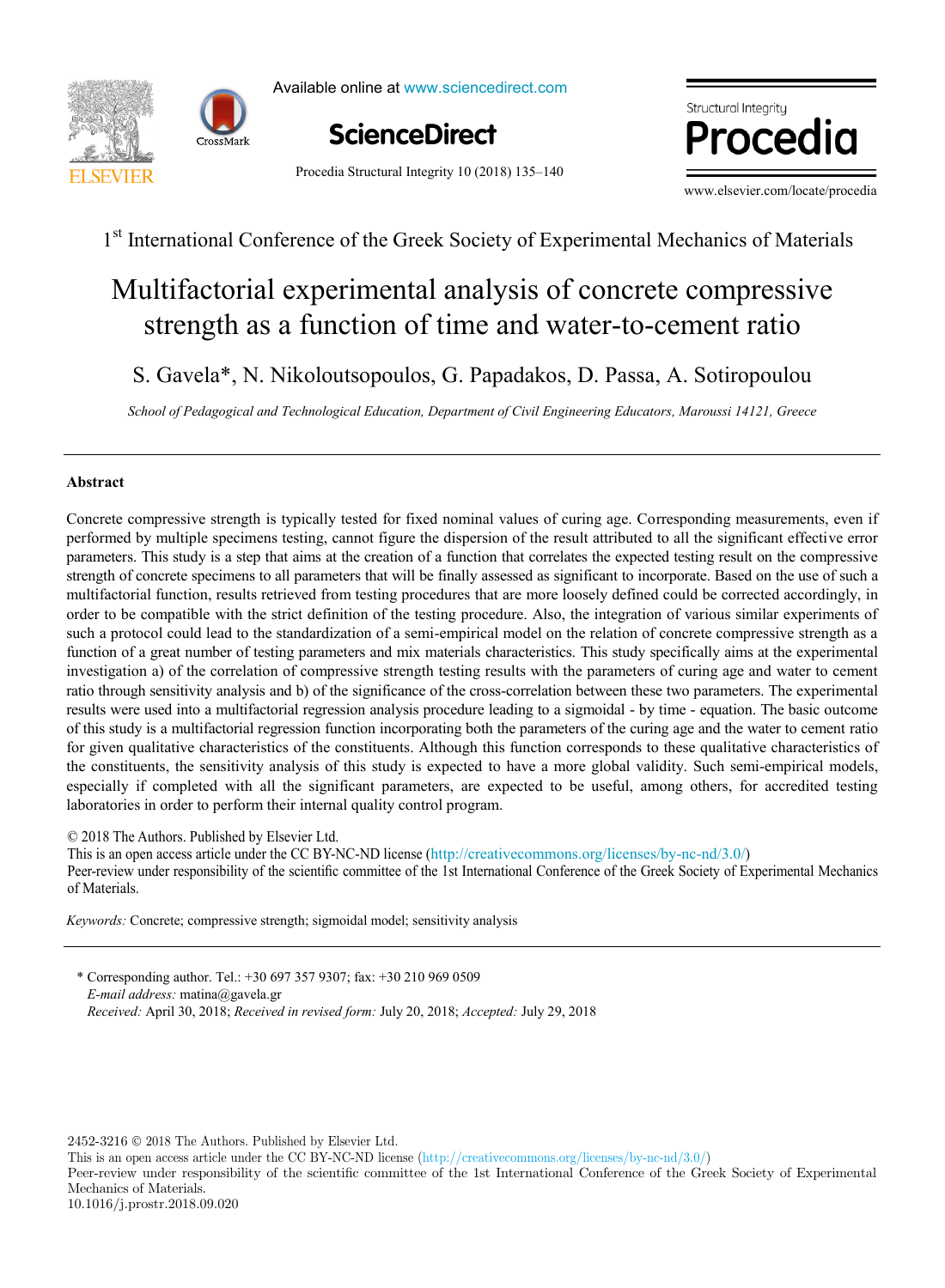1[st] International Conference of the Greek Society of Experimental Mechanics of Materials

# Multifactorial experimental analysis of concrete compressive strength as a function of time and water-to-cement ratio

S. Gavela*, N. Nikoloutsopoulos, G. Papadakos, D. Passa, A. Sotiropoulou

*School of Pedagogical and Technological Education, Department of Civil Engineering Educators, Maroussi 14121, Greece*

## Abstract

Concrete compressive strength is typically tested for fixed nominal values of curing age. Corresponding measurements, even if performed by multiple specimens testing, cannot figure the dispersion of the result attributed to all the significant effective error parameters. This study is a step that aims at the creation of a function that correlates the expected testing result on the compressive strength of concrete specimens to all parameters that will be finally assessed as significant to incorporate. Based on the use of such a multifactorial function, results retrieved from testing procedures that are more loosely defined could be corrected accordingly, in order to be compatible with the strict definition of the testing procedure. Also, the integration of various similar experiments of such a protocol could lead to the standardization of a semi-empirical model on the relation of concrete compressive strength as a function of a great number of testing parameters and mix materials characteristics. This study specifically aims at the experimental investigation a) of the correlation of compressive strength testing results with the parameters of curing age and water to cement ratio through sensitivity analysis and b) of the significance of the cross-correlation between these two parameters. The experimental results were used into a multifactorial regression analysis procedure leading to a sigmoidal - by time - equation. The basic outcome of this study is a multifactorial regression function incorporating both the parameters of the curing age and the water to cement ratio for given qualitative characteristics of the constituents. Although this function corresponds to these qualitative characteristics of the constituents, the sensitivity analysis of this study is expected to have a more global validity. Such semi-empirical models, especially if completed with all the significant parameters, are expected to be useful, among others, for accredited testing laboratories in order to perform their internal quality control program.

© 2018 The Authors. Published by Elsevier Ltd.
This is an open access article under the CC BY-NC-ND license (http://creativecommons.org/licenses/by-nc-nd/3.0/)
Peer-review under responsibility of the scientific committee of the 1st International Conference of the Greek Society of Experimental Mechanics of Materials.

*Keywords:* Concrete; compressive strength; sigmoidal model; sensitivity analysis

\* Corresponding author. Tel.: +30 697 357 9307; fax: +30 210 969 0509
*E-mail address:* matina@gavela.gr
*Received:* April 30, 2018; *Received in revised form:* July 20, 2018; *Accepted:* July 29, 2018

2452-3216 © 2018 The Authors. Published by Elsevier Ltd.
This is an open access article under the CC BY-NC-ND license (http://creativecommons.org/licenses/by-nc-nd/3.0/)
Peer-review under responsibility of the scientific committee of the 1st International Conference of the Greek Society of Experimental Mechanics of Materials.
10.1016/j.prostr.2018.09.020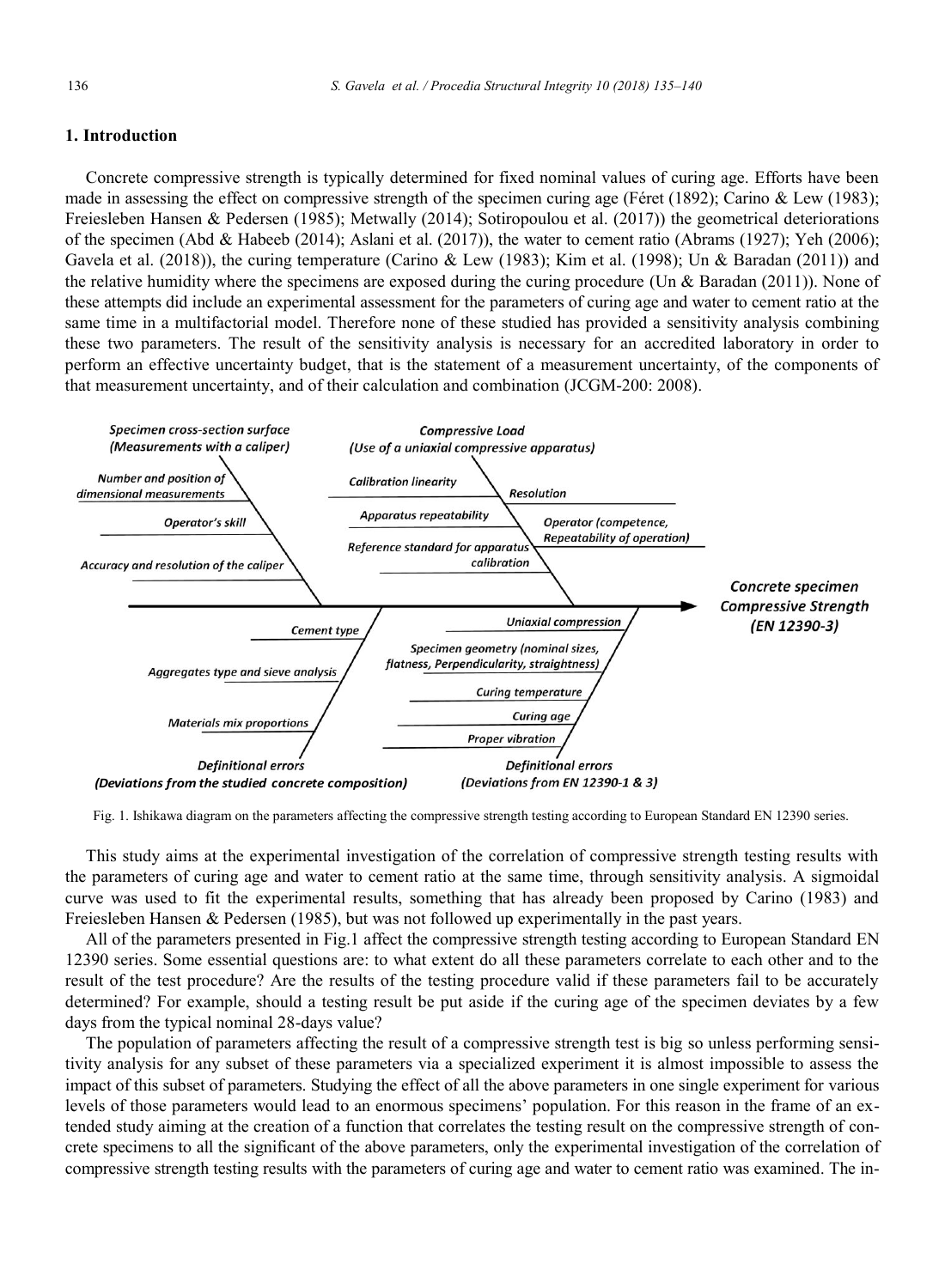## 1. Introduction

Concrete compressive strength is typically determined for fixed nominal values of curing age. Efforts have been made in assessing the effect on compressive strength of the specimen curing age (Féret (1892); Carino & Lew (1983); Freiesleben Hansen & Pedersen (1985); Metwally (2014); Sotiropoulou et al. (2017)) the geometrical deteriorations of the specimen (Abd & Habeeb (2014); Aslani et al. (2017)), the water to cement ratio (Abrams (1927); Yeh (2006); Gavela et al. (2018)), the curing temperature (Carino & Lew (1983); Kim et al. (1998); Un & Baradan (2011)) and the relative humidity where the specimens are exposed during the curing procedure (Un & Baradan (2011)). None of these attempts did include an experimental assessment for the parameters of curing age and water to cement ratio at the same time in a multifactorial model. Therefore none of these studied has provided a sensitivity analysis combining these two parameters. The result of the sensitivity analysis is necessary for an accredited laboratory in order to perform an effective uncertainty budget, that is the statement of a measurement uncertainty, of the components of that measurement uncertainty, and of their calculation and combination (JCGM-200: 2008).

Fig. 1. Ishikawa diagram on the parameters affecting the compressive strength testing according to European Standard EN 12390 series.

This study aims at the experimental investigation of the correlation of compressive strength testing results with the parameters of curing age and water to cement ratio at the same time, through sensitivity analysis. A sigmoidal curve was used to fit the experimental results, something that has already been proposed by Carino (1983) and Freiesleben Hansen & Pedersen (1985), but was not followed up experimentally in the past years.

All of the parameters presented in Fig.1 affect the compressive strength testing according to European Standard EN 12390 series. Some essential questions are: to what extent do all these parameters correlate to each other and to the result of the test procedure? Are the results of the testing procedure valid if these parameters fail to be accurately determined? For example, should a testing result be put aside if the curing age of the specimen deviates by a few days from the typical nominal 28-days value?

The population of parameters affecting the result of a compressive strength test is big so unless performing sensitivity analysis for any subset of these parameters via a specialized experiment it is almost impossible to assess the impact of this subset of parameters. Studying the effect of all the above parameters in one single experiment for various levels of those parameters would lead to an enormous specimens' population. For this reason in the frame of an extended study aiming at the creation of a function that correlates the testing result on the compressive strength of concrete specimens to all the significant of the above parameters, only the experimental investigation of the correlation of compressive strength testing results with the parameters of curing age and water to cement ratio was examined. The in-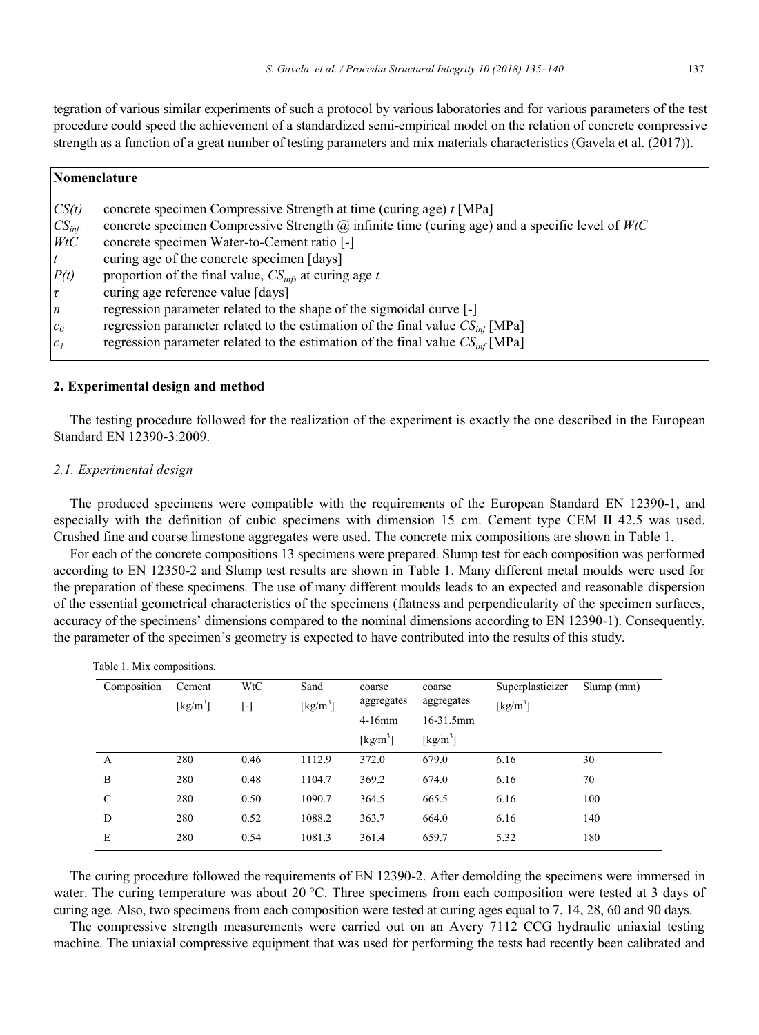tegration of various similar experiments of such a protocol by various laboratories and for various parameters of the test procedure could speed the achievement of a standardized semi-empirical model on the relation of concrete compressive strength as a function of a great number of testing parameters and mix materials characteristics (Gavela et al. (2017)).

**Nomenclature**

| | |
|---|---|
| $CS(t)$ | concrete specimen Compressive Strength at time (curing age) $t$ [MPa] |
| $CS_{inf}$ | concrete specimen Compressive Strength @ infinite time (curing age) and a specific level of $WtC$ |
| $WtC$ | concrete specimen Water-to-Cement ratio [-] |
| $t$ | curing age of the concrete specimen [days] |
| $P(t)$ | proportion of the final value, $CS_{inf}$, at curing age $t$ |
| $\tau$ | curing age reference value [days] |
| $n$ | regression parameter related to the shape of the sigmoidal curve [-] |
| $c_0$ | regression parameter related to the estimation of the final value $CS_{inf}$ [MPa] |
| $c_1$ | regression parameter related to the estimation of the final value $CS_{inf}$ [MPa] |

## 2. Experimental design and method

The testing procedure followed for the realization of the experiment is exactly the one described in the European Standard EN 12390-3:2009.

### *2.1. Experimental design*

The produced specimens were compatible with the requirements of the European Standard EN 12390-1, and especially with the definition of cubic specimens with dimension 15 cm. Cement type CEM II 42.5 was used. Crushed fine and coarse limestone aggregates were used. The concrete mix compositions are shown in Table 1.

For each of the concrete compositions 13 specimens were prepared. Slump test for each composition was performed according to EN 12350-2 and Slump test results are shown in Table 1. Many different metal moulds were used for the preparation of these specimens. The use of many different moulds leads to an expected and reasonable dispersion of the essential geometrical characteristics of the specimens (flatness and perpendicularity of the specimen surfaces, accuracy of the specimens' dimensions compared to the nominal dimensions according to EN 12390-1). Consequently, the parameter of the specimen's geometry is expected to have contributed into the results of this study.

Table 1. Mix compositions.

| Composition | Cement [kg/m$^3$] | WtC [-] | Sand [kg/m$^3$] | coarse aggregates 4-16mm [kg/m$^3$] | coarse aggregates 16-31.5mm [kg/m$^3$] | Superplasticizer [kg/m$^3$] | Slump (mm) |
|---|---|---|---|---|---|---|---|
| A | 280 | 0.46 | 1112.9 | 372.0 | 679.0 | 6.16 | 30 |
| B | 280 | 0.48 | 1104.7 | 369.2 | 674.0 | 6.16 | 70 |
| C | 280 | 0.50 | 1090.7 | 364.5 | 665.5 | 6.16 | 100 |
| D | 280 | 0.52 | 1088.2 | 363.7 | 664.0 | 6.16 | 140 |
| E | 280 | 0.54 | 1081.3 | 361.4 | 659.7 | 5.32 | 180 |

The curing procedure followed the requirements of EN 12390-2. After demolding the specimens were immersed in water. The curing temperature was about 20 °C. Three specimens from each composition were tested at 3 days of curing age. Also, two specimens from each composition were tested at curing ages equal to 7, 14, 28, 60 and 90 days.

The compressive strength measurements were carried out on an Avery 7112 CCG hydraulic uniaxial testing machine. The uniaxial compressive equipment that was used for performing the tests had recently been calibrated and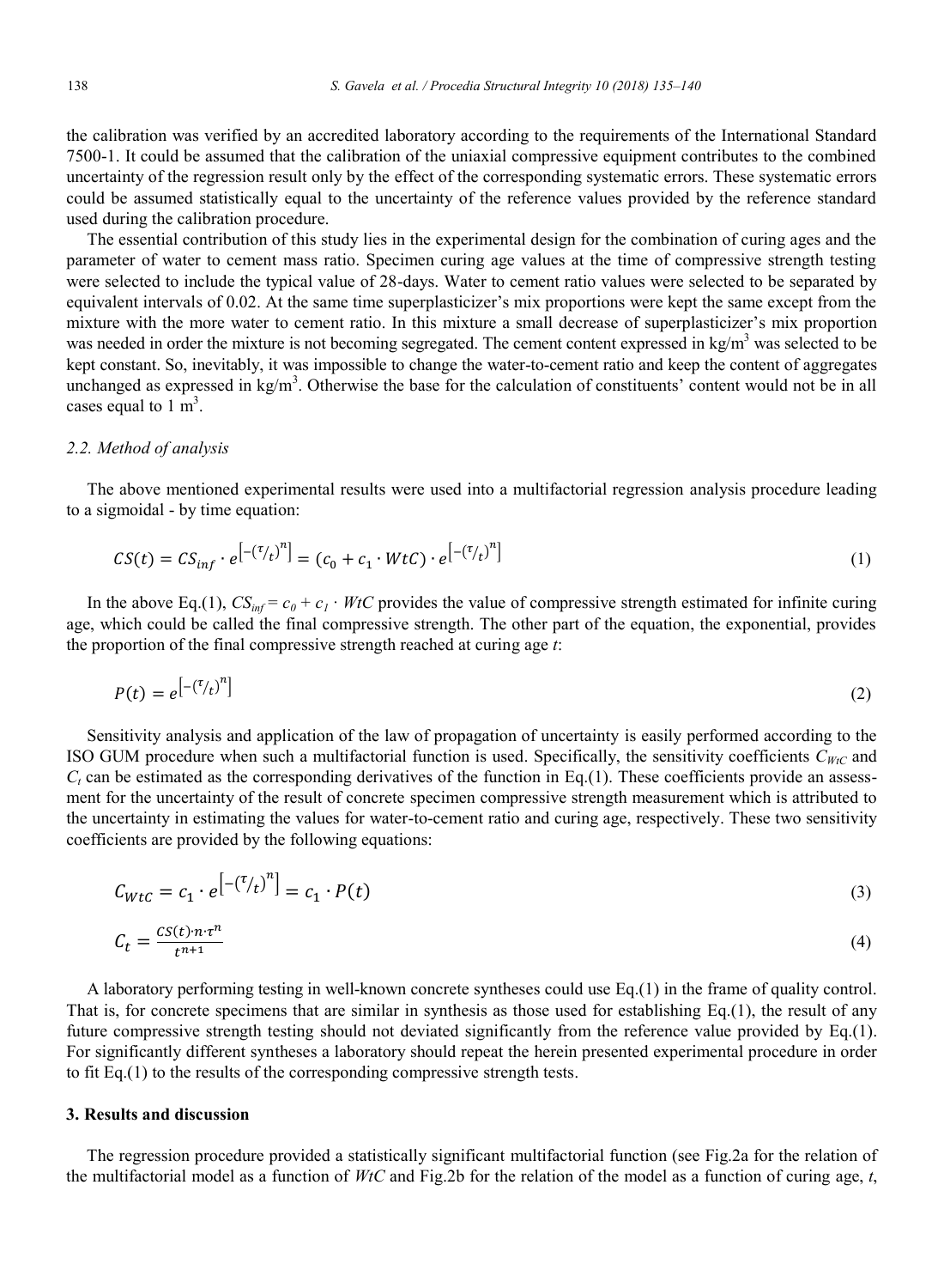the calibration was verified by an accredited laboratory according to the requirements of the International Standard 7500-1. It could be assumed that the calibration of the uniaxial compressive equipment contributes to the combined uncertainty of the regression result only by the effect of the corresponding systematic errors. These systematic errors could be assumed statistically equal to the uncertainty of the reference values provided by the reference standard used during the calibration procedure.

The essential contribution of this study lies in the experimental design for the combination of curing ages and the parameter of water to cement mass ratio. Specimen curing age values at the time of compressive strength testing were selected to include the typical value of 28-days. Water to cement ratio values were selected to be separated by equivalent intervals of 0.02. At the same time superplasticizer's mix proportions were kept the same except from the mixture with the more water to cement ratio. In this mixture a small decrease of superplasticizer's mix proportion was needed in order the mixture is not becoming segregated. The cement content expressed in kg/m$^3$ was selected to be kept constant. So, inevitably, it was impossible to change the water-to-cement ratio and keep the content of aggregates unchanged as expressed in kg/m$^3$. Otherwise the base for the calculation of constituents' content would not be in all cases equal to 1 m$^3$.

### 2.2. Method of analysis

The above mentioned experimental results were used into a multifactorial regression analysis procedure leading to a sigmoidal - by time equation:

$$CS(t) = CS_{inf} \cdot e^{\left[-\left(\tau/_t\right)^n\right]} = (c_0 + c_1 \cdot WtC) \cdot e^{\left[-\left(\tau/_t\right)^n\right]} \tag{1}$$

In the above Eq.(1), $CS_{inf} = c_0 + c_1 \cdot WtC$ provides the value of compressive strength estimated for infinite curing age, which could be called the final compressive strength. The other part of the equation, the exponential, provides the proportion of the final compressive strength reached at curing age $t$:

$$P(t) = e^{\left[-\left(\tau/_t\right)^n\right]} \tag{2}$$

Sensitivity analysis and application of the law of propagation of uncertainty is easily performed according to the ISO GUM procedure when such a multifactorial function is used. Specifically, the sensitivity coefficients $C_{WtC}$ and $C_t$ can be estimated as the corresponding derivatives of the function in Eq.(1). These coefficients provide an assessment for the uncertainty of the result of concrete specimen compressive strength measurement which is attributed to the uncertainty in estimating the values for water-to-cement ratio and curing age, respectively. These two sensitivity coefficients are provided by the following equations:

$$C_{WtC} = c_1 \cdot e^{\left[-\left(\tau/_t\right)^n\right]} = c_1 \cdot P(t) \tag{3}$$

$$C_t = \frac{CS(t) \cdot n \cdot \tau^n}{t^{n+1}} \tag{4}$$

A laboratory performing testing in well-known concrete syntheses could use Eq.(1) in the frame of quality control. That is, for concrete specimens that are similar in synthesis as those used for establishing Eq.(1), the result of any future compressive strength testing should not deviated significantly from the reference value provided by Eq.(1). For significantly different syntheses a laboratory should repeat the herein presented experimental procedure in order to fit Eq.(1) to the results of the corresponding compressive strength tests.

## 3. Results and discussion

The regression procedure provided a statistically significant multifactorial function (see Fig.2a for the relation of the multifactorial model as a function of $WtC$ and Fig.2b for the relation of the model as a function of curing age, $t$,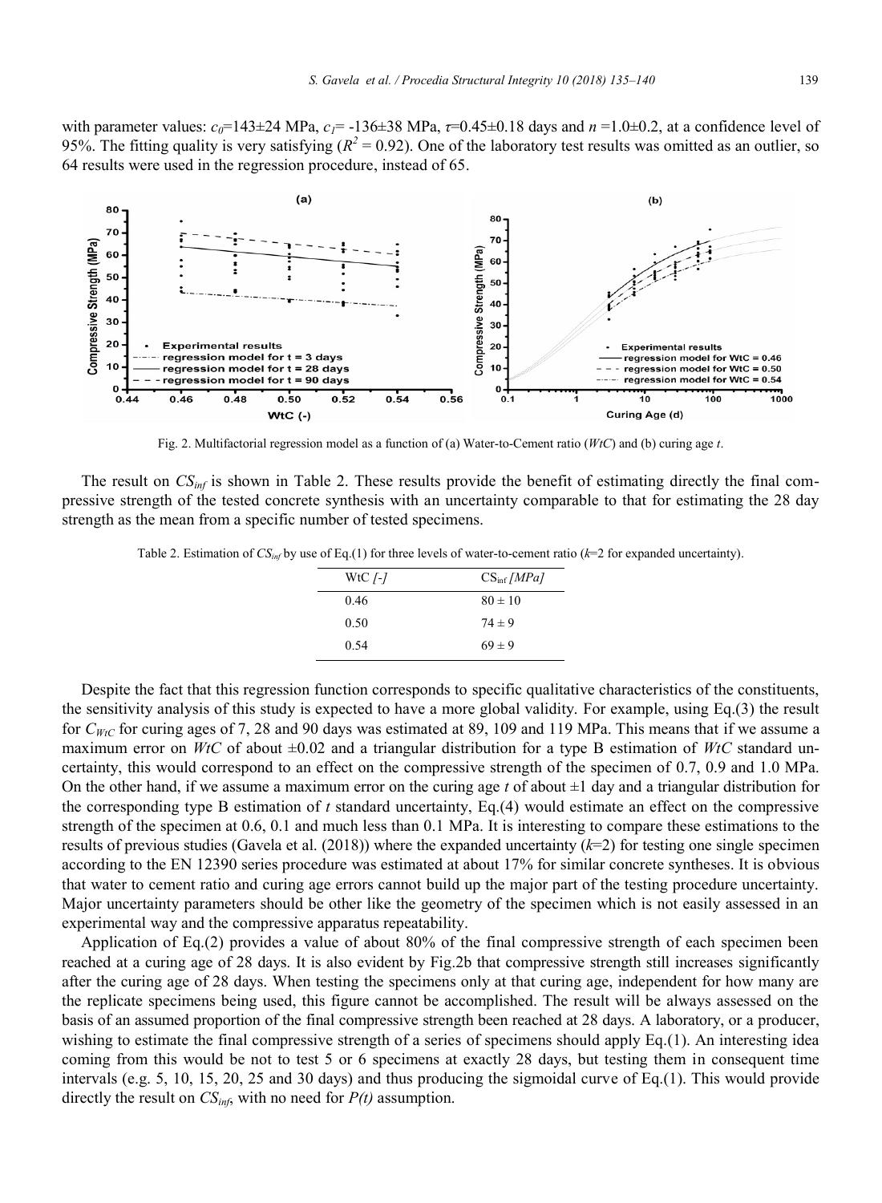with parameter values: $c_0$=143±24 MPa, $c_1$= -136±38 MPa, $\tau$=0.45±0.18 days and $n$ =1.0±0.2, at a confidence level of 95%. The fitting quality is very satisfying ($R^2$ = 0.92). One of the laboratory test results was omitted as an outlier, so 64 results were used in the regression procedure, instead of 65.

Fig. 2. Multifactorial regression model as a function of (a) Water-to-Cement ratio (*WtC*) and (b) curing age *t*.

The result on $CS_{inf}$ is shown in Table 2. These results provide the benefit of estimating directly the final compressive strength of the tested concrete synthesis with an uncertainty comparable to that for estimating the 28 day strength as the mean from a specific number of tested specimens.

Table 2. Estimation of $CS_{inf}$ by use of Eq.(1) for three levels of water-to-cement ratio ($k$=2 for expanded uncertainty).

| WtC *[-]* | $CS_{inf}$ *[MPa]* |
|---|---|
| 0.46 | 80 ± 10 |
| 0.50 | 74 ± 9 |
| 0.54 | 69 ± 9 |

Despite the fact that this regression function corresponds to specific qualitative characteristics of the constituents, the sensitivity analysis of this study is expected to have a more global validity. For example, using Eq.(3) the result for $C_{WtC}$ for curing ages of 7, 28 and 90 days was estimated at 89, 109 and 119 MPa. This means that if we assume a maximum error on *WtC* of about ±0.02 and a triangular distribution for a type B estimation of *WtC* standard uncertainty, this would correspond to an effect on the compressive strength of the specimen of 0.7, 0.9 and 1.0 MPa. On the other hand, if we assume a maximum error on the curing age *t* of about ±1 day and a triangular distribution for the corresponding type B estimation of *t* standard uncertainty, Eq.(4) would estimate an effect on the compressive strength of the specimen at 0.6, 0.1 and much less than 0.1 MPa. It is interesting to compare these estimations to the results of previous studies (Gavela et al. (2018)) where the expanded uncertainty ($k$=2) for testing one single specimen according to the EN 12390 series procedure was estimated at about 17% for similar concrete syntheses. It is obvious that water to cement ratio and curing age errors cannot build up the major part of the testing procedure uncertainty. Major uncertainty parameters should be other like the geometry of the specimen which is not easily assessed in an experimental way and the compressive apparatus repeatability.

Application of Eq.(2) provides a value of about 80% of the final compressive strength of each specimen been reached at a curing age of 28 days. It is also evident by Fig.2b that compressive strength still increases significantly after the curing age of 28 days. When testing the specimens only at that curing age, independent for how many are the replicate specimens being used, this figure cannot be accomplished. The result will be always assessed on the basis of an assumed proportion of the final compressive strength been reached at 28 days. A laboratory, or a producer, wishing to estimate the final compressive strength of a series of specimens should apply Eq.(1). An interesting idea coming from this would be not to test 5 or 6 specimens at exactly 28 days, but testing them in consequent time intervals (e.g. 5, 10, 15, 20, 25 and 30 days) and thus producing the sigmoidal curve of Eq.(1). This would provide directly the result on $CS_{inf}$, with no need for $P(t)$ assumption.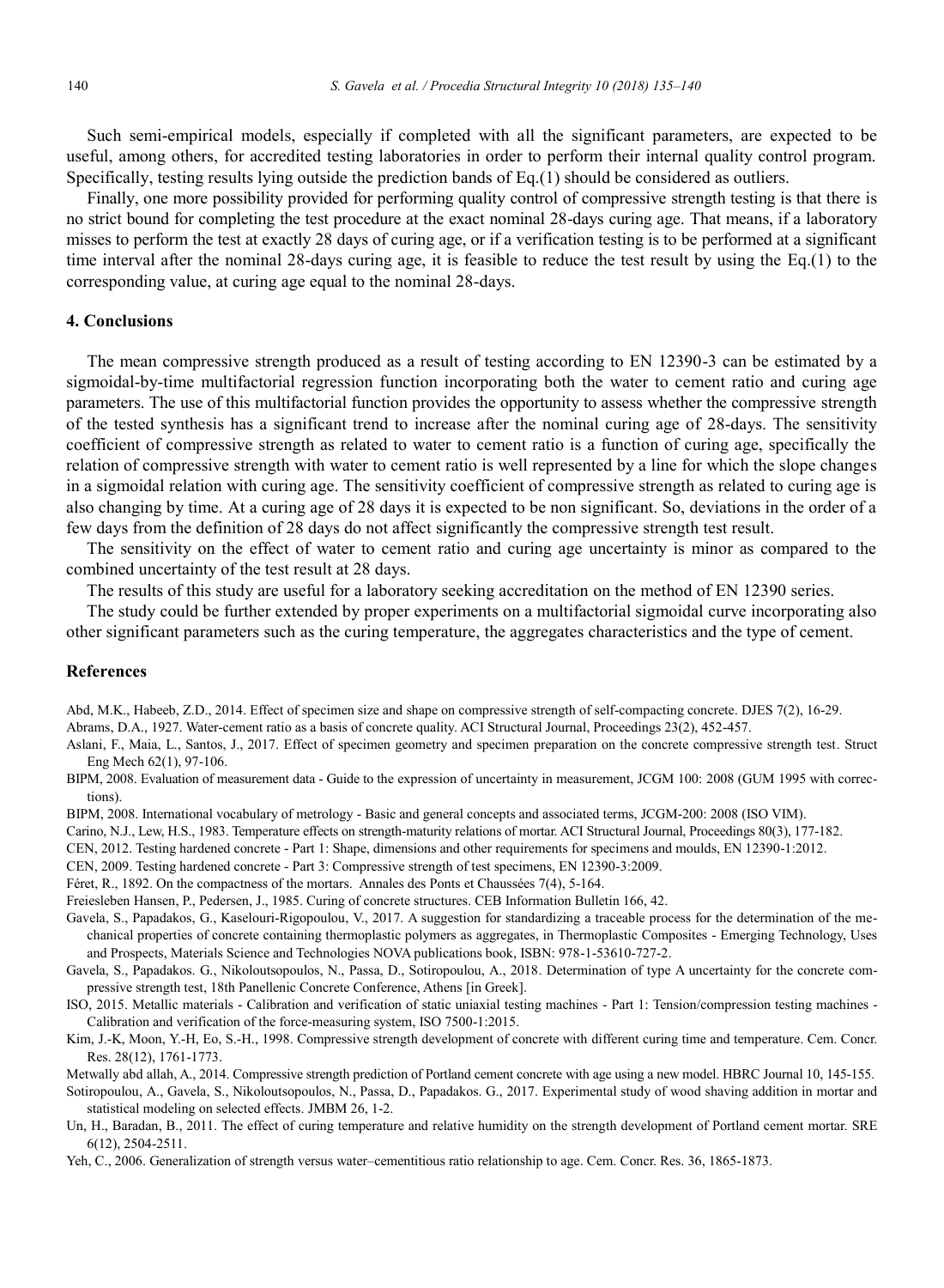Such semi-empirical models, especially if completed with all the significant parameters, are expected to be useful, among others, for accredited testing laboratories in order to perform their internal quality control program. Specifically, testing results lying outside the prediction bands of Eq.(1) should be considered as outliers.

Finally, one more possibility provided for performing quality control of compressive strength testing is that there is no strict bound for completing the test procedure at the exact nominal 28-days curing age. That means, if a laboratory misses to perform the test at exactly 28 days of curing age, or if a verification testing is to be performed at a significant time interval after the nominal 28-days curing age, it is feasible to reduce the test result by using the Eq.(1) to the corresponding value, at curing age equal to the nominal 28-days.

## 4. Conclusions

The mean compressive strength produced as a result of testing according to EN 12390-3 can be estimated by a sigmoidal-by-time multifactorial regression function incorporating both the water to cement ratio and curing age parameters. The use of this multifactorial function provides the opportunity to assess whether the compressive strength of the tested synthesis has a significant trend to increase after the nominal curing age of 28-days. The sensitivity coefficient of compressive strength as related to water to cement ratio is a function of curing age, specifically the relation of compressive strength with water to cement ratio is well represented by a line for which the slope changes in a sigmoidal relation with curing age. The sensitivity coefficient of compressive strength as related to curing age is also changing by time. At a curing age of 28 days it is expected to be non significant. So, deviations in the order of a few days from the definition of 28 days do not affect significantly the compressive strength test result.

The sensitivity on the effect of water to cement ratio and curing age uncertainty is minor as compared to the combined uncertainty of the test result at 28 days.

The results of this study are useful for a laboratory seeking accreditation on the method of EN 12390 series.

The study could be further extended by proper experiments on a multifactorial sigmoidal curve incorporating also other significant parameters such as the curing temperature, the aggregates characteristics and the type of cement.

## References

Abd, M.K., Habeeb, Z.D., 2014. Effect of specimen size and shape on compressive strength of self-compacting concrete. DJES 7(2), 16-29.

Abrams, D.A., 1927. Water-cement ratio as a basis of concrete quality. ACI Structural Journal, Proceedings 23(2), 452-457.

Aslani, F., Maia, L., Santos, J., 2017. Effect of specimen geometry and specimen preparation on the concrete compressive strength test. Struct Eng Mech 62(1), 97-106.

BIPM, 2008. Evaluation of measurement data - Guide to the expression of uncertainty in measurement, JCGM 100: 2008 (GUM 1995 with corrections).

BIPM, 2008. International vocabulary of metrology - Basic and general concepts and associated terms, JCGM-200: 2008 (ISO VIM).

Carino, N.J., Lew, H.S., 1983. Temperature effects on strength-maturity relations of mortar. ACI Structural Journal, Proceedings 80(3), 177-182.

CEN, 2012. Testing hardened concrete - Part 1: Shape, dimensions and other requirements for specimens and moulds, EN 12390-1:2012.

CEN, 2009. Testing hardened concrete - Part 3: Compressive strength of test specimens, EN 12390-3:2009.

Féret, R., 1892. On the compactness of the mortars. Annales des Ponts et Chaussées 7(4), 5-164.

Freiesleben Hansen, P., Pedersen, J., 1985. Curing of concrete structures. CEB Information Bulletin 166, 42.

Gavela, S., Papadakos, G., Kaselouri-Rigopoulou, V., 2017. A suggestion for standardizing a traceable process for the determination of the mechanical properties of concrete containing thermoplastic polymers as aggregates, in Thermoplastic Composites - Emerging Technology, Uses and Prospects, Materials Science and Technologies NOVA publications book, ISBN: 978-1-53610-727-2.

Gavela, S., Papadakos. G., Nikoloutsopoulos, N., Passa, D., Sotiropoulou, A., 2018. Determination of type A uncertainty for the concrete compressive strength test, 18th Panellenic Concrete Conference, Athens [in Greek].

ISO, 2015. Metallic materials - Calibration and verification of static uniaxial testing machines - Part 1: Tension/compression testing machines - Calibration and verification of the force-measuring system, ISO 7500-1:2015.

Kim, J.-K, Moon, Y.-H, Eo, S.-H., 1998. Compressive strength development of concrete with different curing time and temperature. Cem. Concr. Res. 28(12), 1761-1773.

Metwally abd allah, A., 2014. Compressive strength prediction of Portland cement concrete with age using a new model. HBRC Journal 10, 145-155.

Sotiropoulou, A., Gavela, S., Nikoloutsopoulos, N., Passa, D., Papadakos. G., 2017. Experimental study of wood shaving addition in mortar and statistical modeling on selected effects. JMBM 26, 1-2.

Un, H., Baradan, B., 2011. The effect of curing temperature and relative humidity on the strength development of Portland cement mortar. SRE 6(12), 2504-2511.

Yeh, C., 2006. Generalization of strength versus water–cementitious ratio relationship to age. Cem. Concr. Res. 36, 1865-1873.